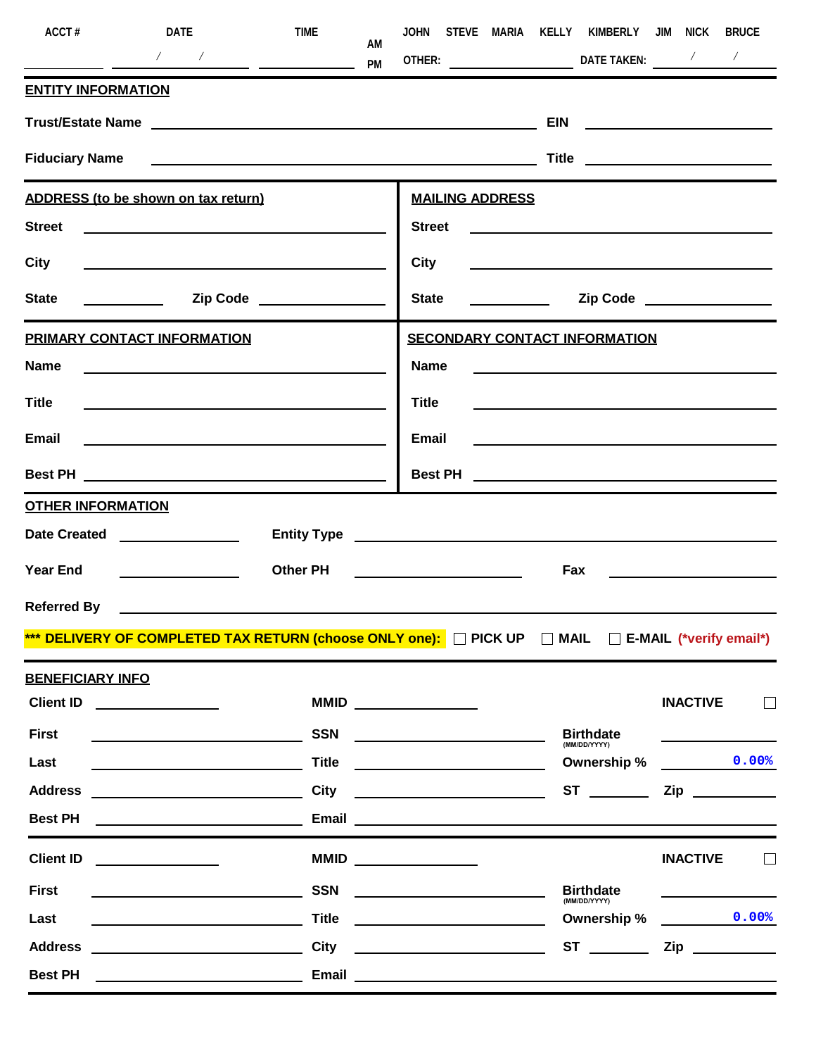ACCT # ____________ DATE ____ / ____ / ____ TIME ____________ AM PM JOHN STEVE MARIA KELLY KIMBERLY JIM NICK BRUCE

OTHER: ____________ DATE TAKEN: ____ / ____ / ____

## ENTITY INFORMATION

**Trust/Estate Name** ______________________________ **EIN** ____________

**Fiduciary Name** ______________________________ **Title** ____________

## ADDRESS (to be shown on tax return)

**Street** ______________________________

**City** ______________________________

**State** ____________ **Zip Code** ____________

## MAILING ADDRESS

**Street** ______________________________

**City** ______________________________

**State** ____________ **Zip Code** ____________

## PRIMARY CONTACT INFORMATION

**Name** ______________________________

**Title** ______________________________

**Email** ______________________________

**Best PH** ______________________________

## SECONDARY CONTACT INFORMATION

**Name** ______________________________

**Title** ______________________________

**Email** ______________________________

**Best PH** ______________________________

## OTHER INFORMATION

**Date Created** ____________ **Entity Type** ______________________________

**Year End** ____________ **Other PH** ____________ **Fax** ____________

**Referred By** ______________________________

**\*\*\* DELIVERY OF COMPLETED TAX RETURN (choose ONLY one):** ☐ **PICK UP** ☐ **MAIL** ☐ **E-MAIL** **(\*verify email\*)**

## BENEFICIARY INFO

**Client ID** ____________ **MMID** ____________ **INACTIVE** ☐

**First** ____________ **SSN** ____________ **Birthdate** (MM/DD/YYYY) ____________

**Last** ____________ **Title** ____________ **Ownership %** 0.00%

**Address** ____________ **City** ____________ **ST** ______ **Zip** ______

**Best PH** ____________ **Email** ______________________________

---

**Client ID** ____________ **MMID** ____________ **INACTIVE** ☐

**First** ____________ **SSN** ____________ **Birthdate** (MM/DD/YYYY) ____________

**Last** ____________ **Title** ____________ **Ownership %** 0.00%

**Address** ____________ **City** ____________ **ST** ______ **Zip** ______

**Best PH** ____________ **Email** ______________________________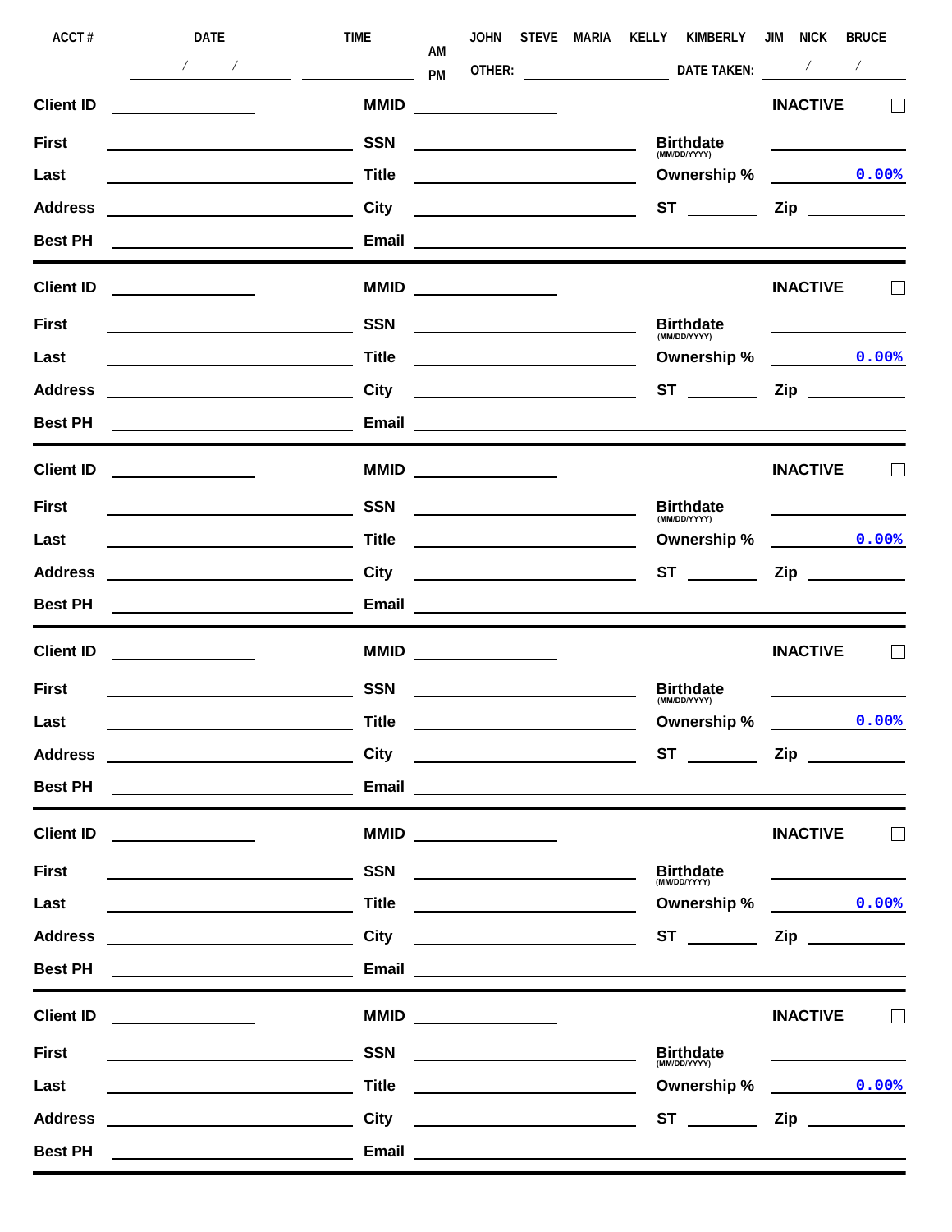| ACCT # | DATE | TIME | AM / PM | JOHN | STEVE | MARIA | KELLY | KIMBERLY | JIM | NICK | BRUCE |
|---|---|---|---|---|---|---|---|---|---|---|---|
| ______ | ___ / ___ / ___ | ______ | | OTHER: ______ | | | DATE TAKEN: ___ / ___ / ___ | | | | |

| | | | | | | | |
|---|---|---|---|---|---|---|---|
| **Client ID** | ______ | **MMID** | ______ | | | **INACTIVE** | ☐ |
| **First** | ______ | **SSN** | ______ | **Birthdate** (MM/DD/YYYY) | | ______ | |
| **Last** | ______ | **Title** | ______ | **Ownership %** | | 0.00% | |
| **Address** | ______ | **City** | ______ | **ST** | ______ | **Zip** | ______ |
| **Best PH** | ______ | **Email** | ______ | | | | |

---

| | | | | | | | |
|---|---|---|---|---|---|---|---|
| **Client ID** | ______ | **MMID** | ______ | | | **INACTIVE** | ☐ |
| **First** | ______ | **SSN** | ______ | **Birthdate** (MM/DD/YYYY) | | ______ | |
| **Last** | ______ | **Title** | ______ | **Ownership %** | | 0.00% | |
| **Address** | ______ | **City** | ______ | **ST** | ______ | **Zip** | ______ |
| **Best PH** | ______ | **Email** | ______ | | | | |

---

| | | | | | | | |
|---|---|---|---|---|---|---|---|
| **Client ID** | ______ | **MMID** | ______ | | | **INACTIVE** | ☐ |
| **First** | ______ | **SSN** | ______ | **Birthdate** (MM/DD/YYYY) | | ______ | |
| **Last** | ______ | **Title** | ______ | **Ownership %** | | 0.00% | |
| **Address** | ______ | **City** | ______ | **ST** | ______ | **Zip** | ______ |
| **Best PH** | ______ | **Email** | ______ | | | | |

---

| | | | | | | | |
|---|---|---|---|---|---|---|---|
| **Client ID** | ______ | **MMID** | ______ | | | **INACTIVE** | ☐ |
| **First** | ______ | **SSN** | ______ | **Birthdate** (MM/DD/YYYY) | | ______ | |
| **Last** | ______ | **Title** | ______ | **Ownership %** | | 0.00% | |
| **Address** | ______ | **City** | ______ | **ST** | ______ | **Zip** | ______ |
| **Best PH** | ______ | **Email** | ______ | | | | |

---

| | | | | | | | |
|---|---|---|---|---|---|---|---|
| **Client ID** | ______ | **MMID** | ______ | | | **INACTIVE** | ☐ |
| **First** | ______ | **SSN** | ______ | **Birthdate** (MM/DD/YYYY) | | ______ | |
| **Last** | ______ | **Title** | ______ | **Ownership %** | | 0.00% | |
| **Address** | ______ | **City** | ______ | **ST** | ______ | **Zip** | ______ |
| **Best PH** | ______ | **Email** | ______ | | | | |

---

| | | | | | | | |
|---|---|---|---|---|---|---|---|
| **Client ID** | ______ | **MMID** | ______ | | | **INACTIVE** | ☐ |
| **First** | ______ | **SSN** | ______ | **Birthdate** (MM/DD/YYYY) | | ______ | |
| **Last** | ______ | **Title** | ______ | **Ownership %** | | 0.00% | |
| **Address** | ______ | **City** | ______ | **ST** | ______ | **Zip** | ______ |
| **Best PH** | ______ | **Email** | ______ | | | | |

---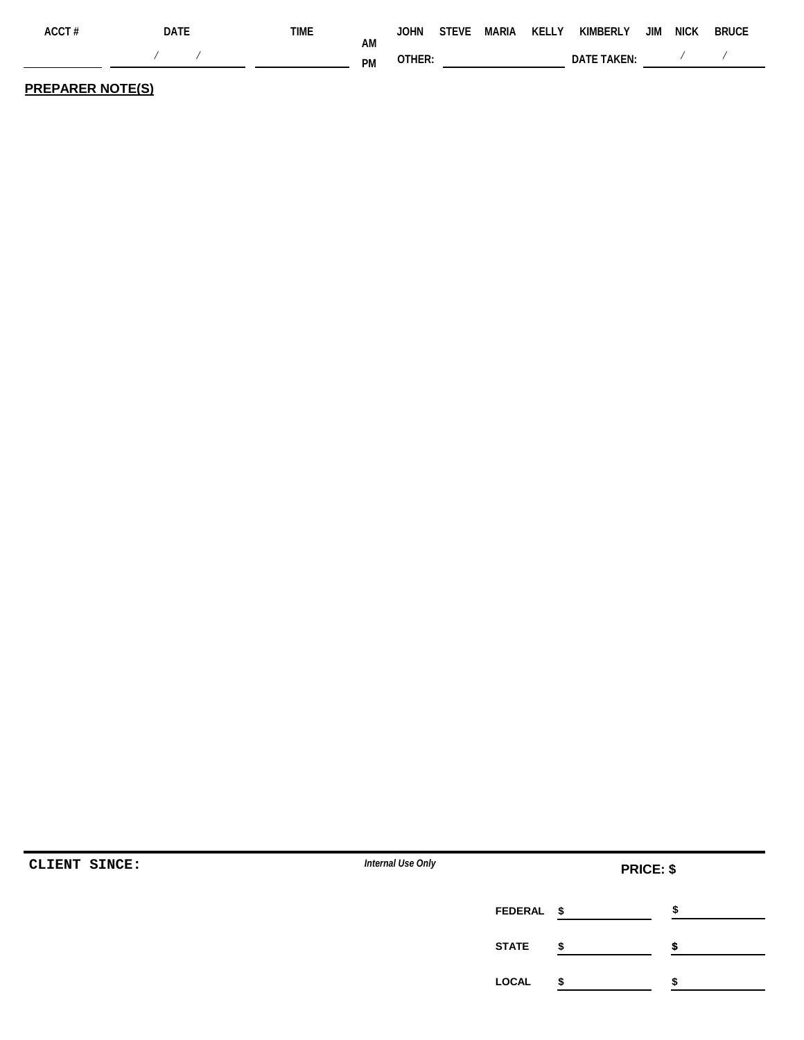| ACCT # | DATE | TIME | | JOHN | STEVE | MARIA | KELLY | KIMBERLY | JIM | NICK | BRUCE |
|---|---|---|---|---|---|---|---|---|---|---|---|
| | / / | | AM PM | OTHER: | | | | DATE TAKEN: | / / | | |

**PREPARER NOTE(S)**

**CLIENT SINCE:**

*Internal Use Only*

**PRICE: $**

| | | |
|---|---|---|
| **FEDERAL** | $ | $ |
| **STATE** | $ | $ |
| **LOCAL** | $ | $ |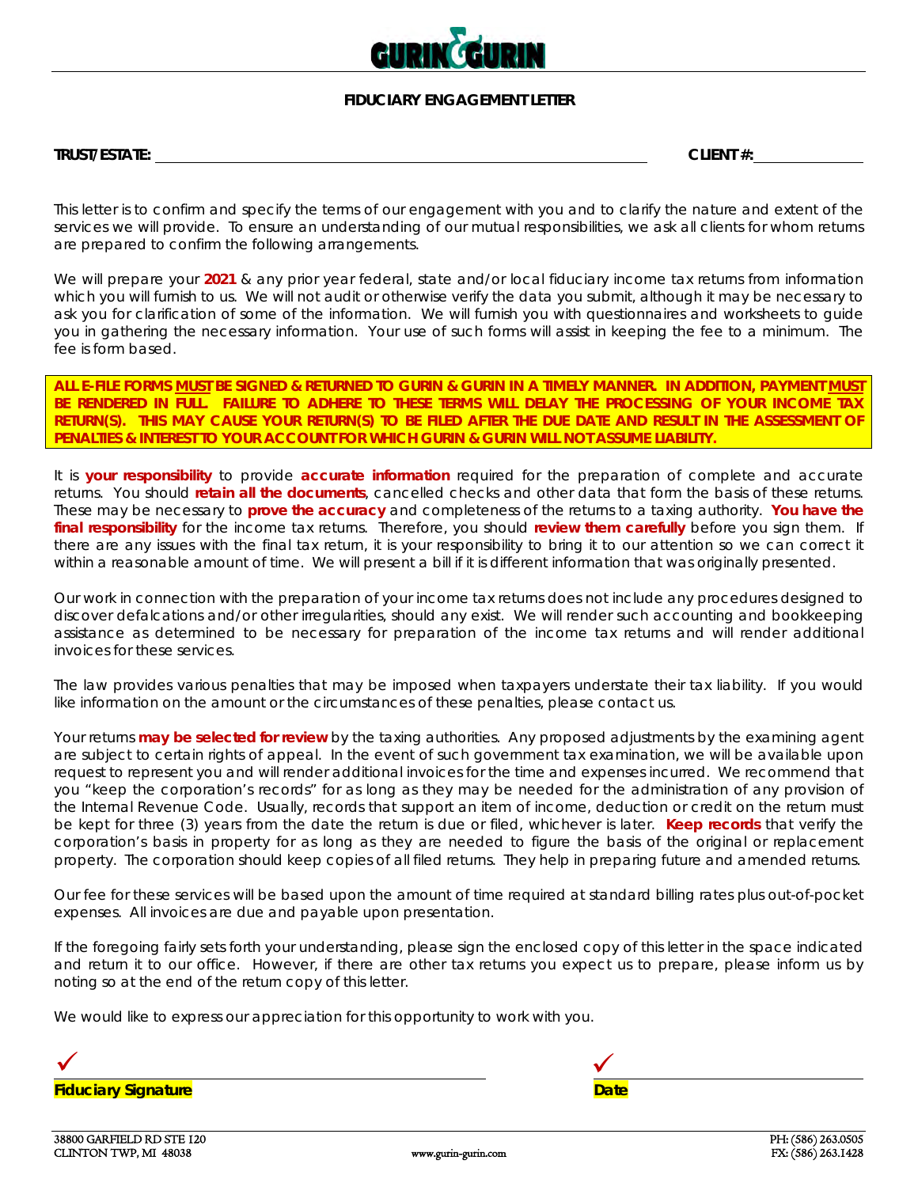GURIN & GURIN

# FIDUCIARY ENGAGEMENT LETTER

**TRUST/ESTATE:** ______________________________ **CLIENT #:** ______________

This letter is to confirm and specify the terms of our engagement with you and to clarify the nature and extent of the services we will provide. To ensure an understanding of our mutual responsibilities, we ask all clients for whom returns are prepared to confirm the following arrangements.

We will prepare your **2021** & any prior year federal, state and/or local fiduciary income tax returns from information which you will furnish to us. We will not audit or otherwise verify the data you submit, although it may be necessary to ask you for clarification of some of the information. We will furnish you with questionnaires and worksheets to guide you in gathering the necessary information. Your use of such forms will assist in keeping the fee to a minimum. The fee is form based.

**ALL E-FILE FORMS MUST BE SIGNED & RETURNED TO GURIN & GURIN IN A TIMELY MANNER. IN ADDITION, PAYMENT MUST BE RENDERED IN FULL. FAILURE TO ADHERE TO THESE TERMS WILL DELAY THE PROCESSING OF YOUR INCOME TAX RETURN(S). THIS MAY CAUSE YOUR RETURN(S) TO BE FILED AFTER THE DUE DATE AND RESULT IN THE ASSESSMENT OF PENALTIES & INTEREST TO YOUR ACCOUNT FOR WHICH GURIN & GURIN WILL NOT ASSUME LIABILITY.**

It is **your responsibility** to provide **accurate information** required for the preparation of complete and accurate returns. You should **retain all the documents**, cancelled checks and other data that form the basis of these returns. These may be necessary to **prove the accuracy** and completeness of the returns to a taxing authority. **You have the final responsibility** for the income tax returns. Therefore, you should **review them carefully** before you sign them. If there are any issues with the final tax return, it is your responsibility to bring it to our attention so we can correct it within a reasonable amount of time. We will present a bill if it is different information that was originally presented.

Our work in connection with the preparation of your income tax returns does not include any procedures designed to discover defalcations and/or other irregularities, should any exist. We will render such accounting and bookkeeping assistance as determined to be necessary for preparation of the income tax returns and will render additional invoices for these services.

The law provides various penalties that may be imposed when taxpayers understate their tax liability. If you would like information on the amount or the circumstances of these penalties, please contact us.

Your returns **may be selected for review** by the taxing authorities. Any proposed adjustments by the examining agent are subject to certain rights of appeal. In the event of such government tax examination, we will be available upon request to represent you and will render additional invoices for the time and expenses incurred. We recommend that you "keep the corporation's records" for as long as they may be needed for the administration of any provision of the Internal Revenue Code. Usually, records that support an item of income, deduction or credit on the return must be kept for three (3) years from the date the return is due or filed, whichever is later. **Keep records** that verify the corporation's basis in property for as long as they are needed to figure the basis of the original or replacement property. The corporation should keep copies of all filed returns. They help in preparing future and amended returns.

Our fee for these services will be based upon the amount of time required at standard billing rates plus out-of-pocket expenses. All invoices are due and payable upon presentation.

If the foregoing fairly sets forth your understanding, please sign the enclosed copy of this letter in the space indicated and return it to our office. However, if there are other tax returns you expect us to prepare, please inform us by noting so at the end of the return copy of this letter.

We would like to express our appreciation for this opportunity to work with you.

✓ ______________________________ ✓ ______________

**Fiduciary Signature** **Date**

38800 GARFIELD RD STE 120
CLINTON TWP, MI 48038

www.gurin-gurin.com

PH: (586) 263.0505
FX: (586) 263.1428